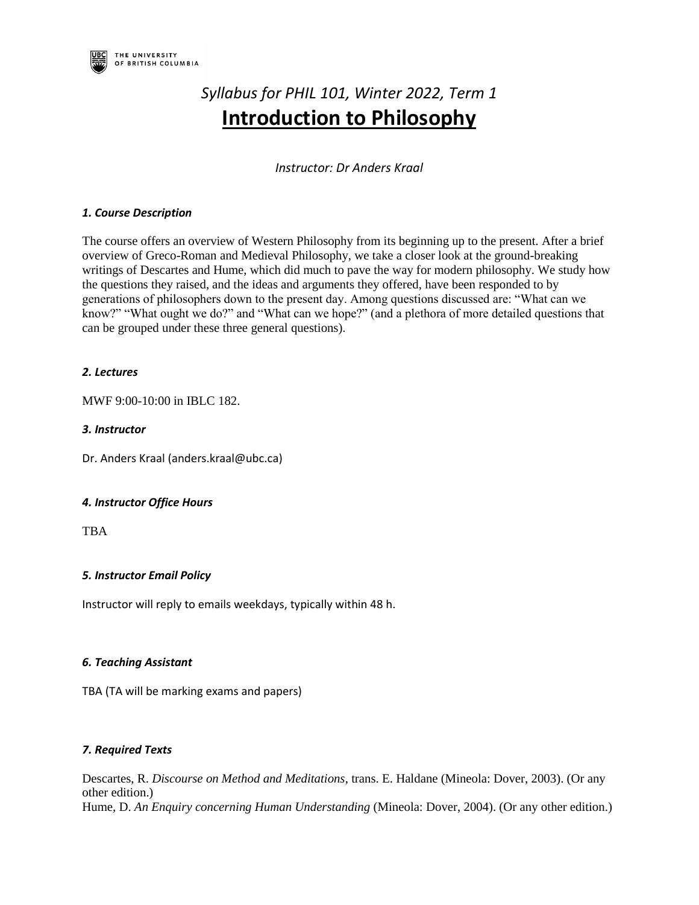THE UNIVERSITY OF BRITISH COLUMBIA

*Syllabus for PHIL 101, Winter 2022, Term 1*

# Introduction to Philosophy

*Instructor: Dr Anders Kraal*

### *1. Course Description*

The course offers an overview of Western Philosophy from its beginning up to the present. After a brief overview of Greco-Roman and Medieval Philosophy, we take a closer look at the ground-breaking writings of Descartes and Hume, which did much to pave the way for modern philosophy. We study how the questions they raised, and the ideas and arguments they offered, have been responded to by generations of philosophers down to the present day. Among questions discussed are: "What can we know?" "What ought we do?" and "What can we hope?" (and a plethora of more detailed questions that can be grouped under these three general questions).

### *2. Lectures*

MWF 9:00-10:00 in IBLC 182.

### *3. Instructor*

Dr. Anders Kraal (anders.kraal@ubc.ca)

### *4. Instructor Office Hours*

TBA

### *5. Instructor Email Policy*

Instructor will reply to emails weekdays, typically within 48 h.

### *6. Teaching Assistant*

TBA (TA will be marking exams and papers)

### *7. Required Texts*

Descartes, R. *Discourse on Method and Meditations*, trans. E. Haldane (Mineola: Dover, 2003). (Or any other edition.)
Hume, D. *An Enquiry concerning Human Understanding* (Mineola: Dover, 2004). (Or any other edition.)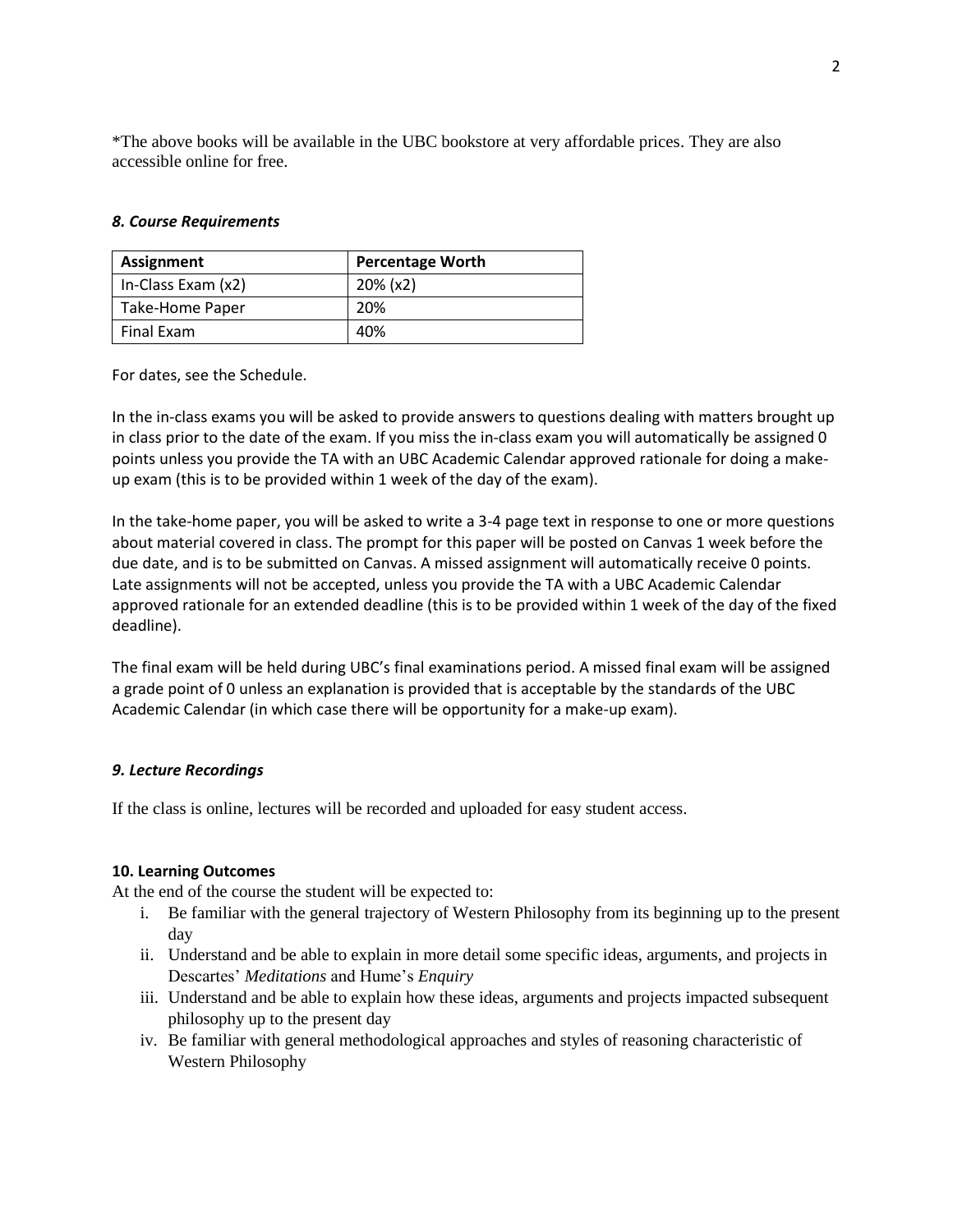*The above books will be available in the UBC bookstore at very affordable prices. They are also accessible online for free.

### *8. Course Requirements*

| Assignment | Percentage Worth |
| --- | --- |
| In-Class Exam (x2) | 20% (x2) |
| Take-Home Paper | 20% |
| Final Exam | 40% |

For dates, see the Schedule.

In the in-class exams you will be asked to provide answers to questions dealing with matters brought up in class prior to the date of the exam. If you miss the in-class exam you will automatically be assigned 0 points unless you provide the TA with an UBC Academic Calendar approved rationale for doing a make-up exam (this is to be provided within 1 week of the day of the exam).

In the take-home paper, you will be asked to write a 3-4 page text in response to one or more questions about material covered in class. The prompt for this paper will be posted on Canvas 1 week before the due date, and is to be submitted on Canvas. A missed assignment will automatically receive 0 points. Late assignments will not be accepted, unless you provide the TA with a UBC Academic Calendar approved rationale for an extended deadline (this is to be provided within 1 week of the day of the fixed deadline).

The final exam will be held during UBC's final examinations period. A missed final exam will be assigned a grade point of 0 unless an explanation is provided that is acceptable by the standards of the UBC Academic Calendar (in which case there will be opportunity for a make-up exam).

### *9. Lecture Recordings*

If the class is online, lectures will be recorded and uploaded for easy student access.

### 10. Learning Outcomes

At the end of the course the student will be expected to:

i. Be familiar with the general trajectory of Western Philosophy from its beginning up to the present day
ii. Understand and be able to explain in more detail some specific ideas, arguments, and projects in Descartes' *Meditations* and Hume's *Enquiry*
iii. Understand and be able to explain how these ideas, arguments and projects impacted subsequent philosophy up to the present day
iv. Be familiar with general methodological approaches and styles of reasoning characteristic of Western Philosophy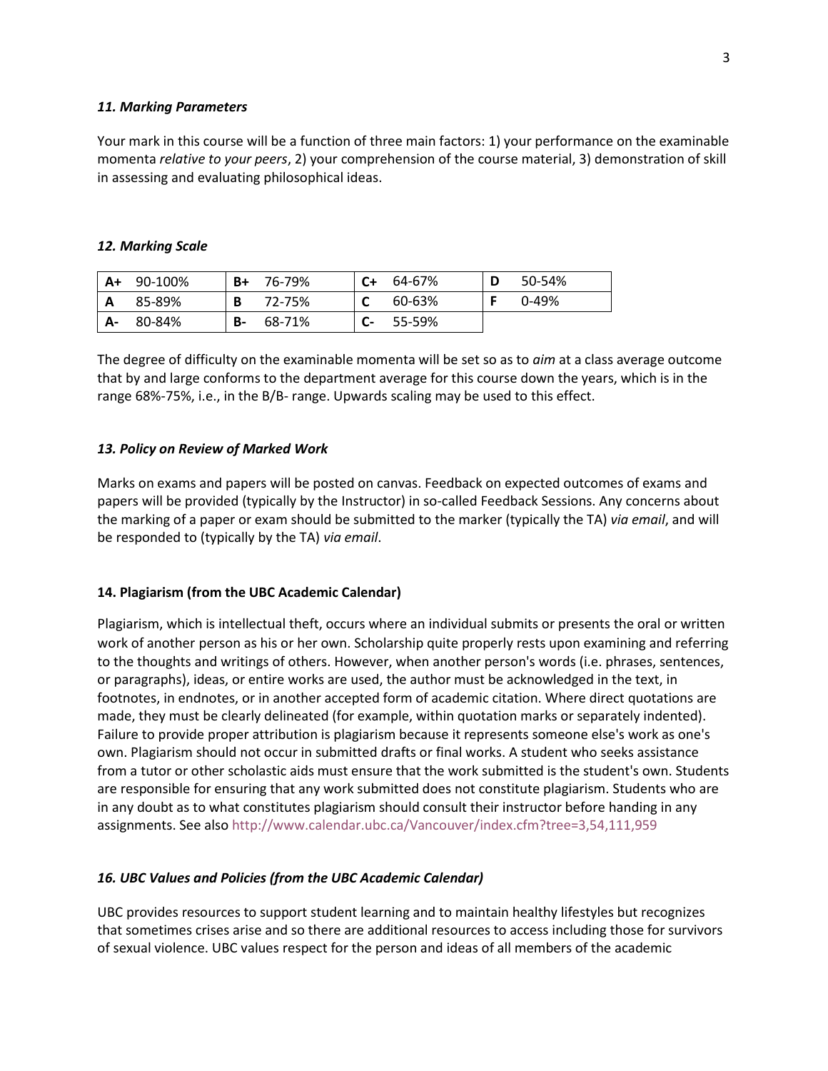### *11. Marking Parameters*

Your mark in this course will be a function of three main factors: 1) your performance on the examinable momenta *relative to your peers*, 2) your comprehension of the course material, 3) demonstration of skill in assessing and evaluating philosophical ideas.

### *12. Marking Scale*

| | | | | | | | |
|---|---|---|---|---|---|---|---|
| **A+** | 90-100% | **B+** | 76-79% | **C+** | 64-67% | **D** | 50-54% |
| **A** | 85-89% | **B** | 72-75% | **C** | 60-63% | **F** | 0-49% |
| **A-** | 80-84% | **B-** | 68-71% | **C-** | 55-59% | | |

The degree of difficulty on the examinable momenta will be set so as to *aim* at a class average outcome that by and large conforms to the department average for this course down the years, which is in the range 68%-75%, i.e., in the B/B- range. Upwards scaling may be used to this effect.

### *13. Policy on Review of Marked Work*

Marks on exams and papers will be posted on canvas. Feedback on expected outcomes of exams and papers will be provided (typically by the Instructor) in so-called Feedback Sessions. Any concerns about the marking of a paper or exam should be submitted to the marker (typically the TA) *via email*, and will be responded to (typically by the TA) *via email*.

### 14. Plagiarism (from the UBC Academic Calendar)

Plagiarism, which is intellectual theft, occurs where an individual submits or presents the oral or written work of another person as his or her own. Scholarship quite properly rests upon examining and referring to the thoughts and writings of others. However, when another person's words (i.e. phrases, sentences, or paragraphs), ideas, or entire works are used, the author must be acknowledged in the text, in footnotes, in endnotes, or in another accepted form of academic citation. Where direct quotations are made, they must be clearly delineated (for example, within quotation marks or separately indented). Failure to provide proper attribution is plagiarism because it represents someone else's work as one's own. Plagiarism should not occur in submitted drafts or final works. A student who seeks assistance from a tutor or other scholastic aids must ensure that the work submitted is the student's own. Students are responsible for ensuring that any work submitted does not constitute plagiarism. Students who are in any doubt as to what constitutes plagiarism should consult their instructor before handing in any assignments. See also http://www.calendar.ubc.ca/Vancouver/index.cfm?tree=3,54,111,959

### *16. UBC Values and Policies (from the UBC Academic Calendar)*

UBC provides resources to support student learning and to maintain healthy lifestyles but recognizes that sometimes crises arise and so there are additional resources to access including those for survivors of sexual violence. UBC values respect for the person and ideas of all members of the academic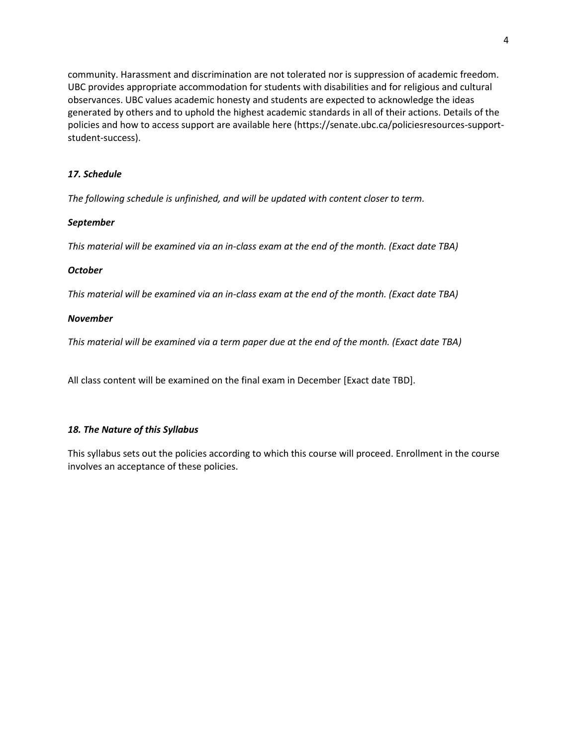community. Harassment and discrimination are not tolerated nor is suppression of academic freedom. UBC provides appropriate accommodation for students with disabilities and for religious and cultural observances. UBC values academic honesty and students are expected to acknowledge the ideas generated by others and to uphold the highest academic standards in all of their actions. Details of the policies and how to access support are available here (https://senate.ubc.ca/policiesresources-support-student-success).

### *17. Schedule*

*The following schedule is unfinished, and will be updated with content closer to term.*

#### *September*

*This material will be examined via an in-class exam at the end of the month. (Exact date TBA)*

#### *October*

*This material will be examined via an in-class exam at the end of the month. (Exact date TBA)*

#### *November*

*This material will be examined via a term paper due at the end of the month. (Exact date TBA)*

All class content will be examined on the final exam in December [Exact date TBD].

### *18. The Nature of this Syllabus*

This syllabus sets out the policies according to which this course will proceed. Enrollment in the course involves an acceptance of these policies.